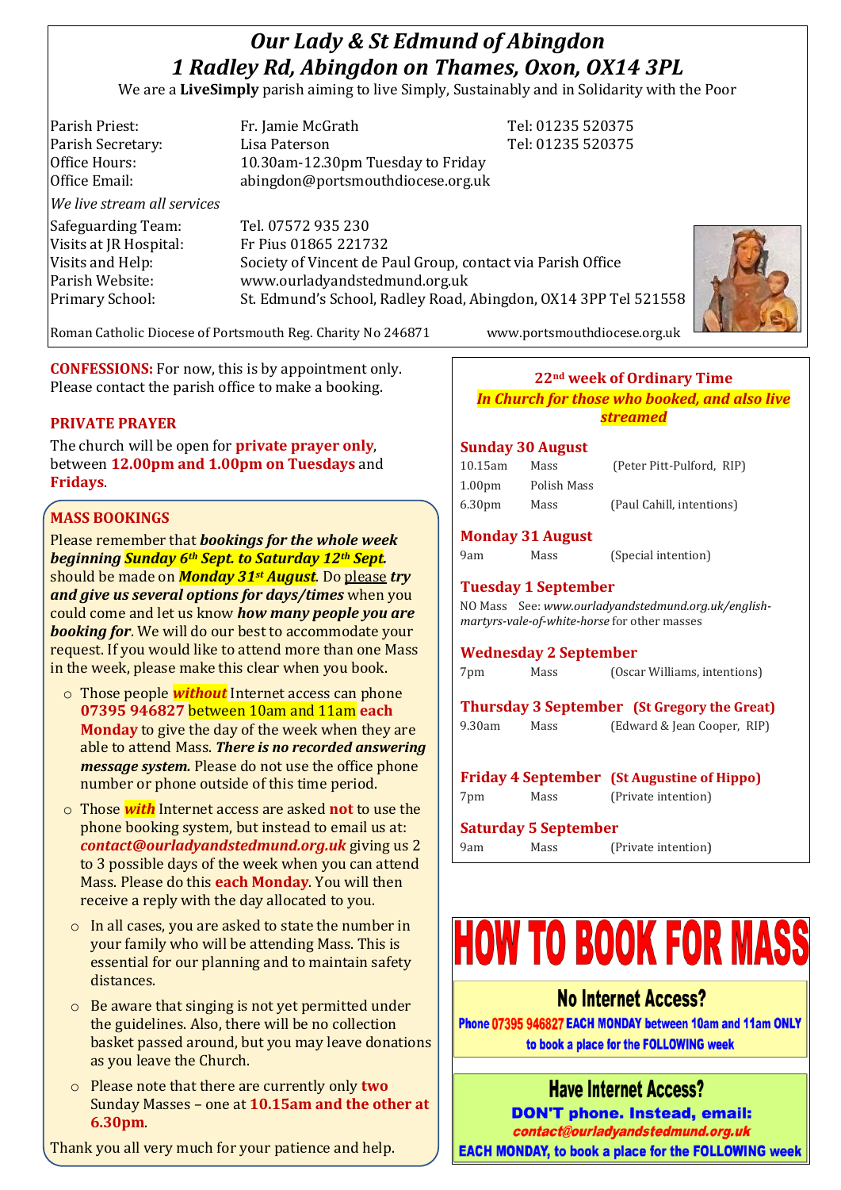# *Our Lady & St Edmund of Abingdon*
# *1 Radley Rd, Abingdon on Thames, Oxon, OX14 3PL*

We are a **LiveSimply** parish aiming to live Simply, Sustainably and in Solidarity with the Poor

| | | |
|---|---|---|
| Parish Priest: | Fr. Jamie McGrath | Tel: 01235 520375 |
| Parish Secretary: | Lisa Paterson | Tel: 01235 520375 |
| Office Hours: | 10.30am-12.30pm Tuesday to Friday | |
| Office Email: | abingdon@portsmouthdiocese.org.uk | |

*We live stream all services*

| | |
|---|---|
| Safeguarding Team: | Tel. 07572 935 230 |
| Visits at JR Hospital: | Fr Pius 01865 221732 |
| Visits and Help: | Society of Vincent de Paul Group, contact via Parish Office |
| Parish Website: | www.ourladyandstedmund.org.uk |
| Primary School: | St. Edmund's School, Radley Road, Abingdon, OX14 3PP Tel 521558 |

Roman Catholic Diocese of Portsmouth Reg. Charity No 246871 www.portsmouthdiocese.org.uk

**CONFESSIONS:** For now, this is by appointment only. Please contact the parish office to make a booking.

**PRIVATE PRAYER**

The church will be open for **private prayer only**, between **12.00pm and 1.00pm on Tuesdays** and **Fridays**.

**MASS BOOKINGS**

Please remember that ***bookings for the whole week beginning Sunday 6th Sept. to Saturday 12th Sept.*** should be made on ***Monday 31st August***. Do please ***try and give us several options for days/times*** when you could come and let us know ***how many people you are booking for***. We will do our best to accommodate your request. If you would like to attend more than one Mass in the week, please make this clear when you book.

- Those people ***without*** Internet access can phone **07395 946827** between 10am and 11am **each Monday** to give the day of the week when they are able to attend Mass. ***There is no recorded answering message system.*** Please do not use the office phone number or phone outside of this time period.
- Those ***with*** Internet access are asked **not** to use the phone booking system, but instead to email us at: ***contact@ourladyandstedmund.org.uk*** giving us 2 to 3 possible days of the week when you can attend Mass. Please do this **each Monday**. You will then receive a reply with the day allocated to you.
- In all cases, you are asked to state the number in your family who will be attending Mass. This is essential for our planning and to maintain safety distances.
- Be aware that singing is not yet permitted under the guidelines. Also, there will be no collection basket passed around, but you may leave donations as you leave the Church.
- Please note that there are currently only **two** Sunday Masses – one at **10.15am and the other at 6.30pm**.

Thank you all very much for your patience and help.

**22nd week of Ordinary Time**

***In Church for those who booked, and also live streamed***

**Sunday 30 August**

| | | |
|---|---|---|
| 10.15am | Mass | (Peter Pitt-Pulford, RIP) |
| 1.00pm | Polish Mass | |
| 6.30pm | Mass | (Paul Cahill, intentions) |

**Monday 31 August**

| | | |
|---|---|---|
| 9am | Mass | (Special intention) |

**Tuesday 1 September**

NO Mass See: *www.ourladyandstedmund.org.uk/english-martyrs-vale-of-white-horse* for other masses

**Wednesday 2 September**

| | | |
|---|---|---|
| 7pm | Mass | (Oscar Williams, intentions) |

**Thursday 3 September (St Gregory the Great)**

| | | |
|---|---|---|
| 9.30am | Mass | (Edward & Jean Cooper, RIP) |

**Friday 4 September (St Augustine of Hippo)**

| | | |
|---|---|---|
| 7pm | Mass | (Private intention) |

**Saturday 5 September**

| | | |
|---|---|---|
| 9am | Mass | (Private intention) |

# HOW TO BOOK FOR MASS

## No Internet Access?

**Phone 07395 946827 EACH MONDAY between 10am and 11am ONLY to book a place for the FOLLOWING week**

## Have Internet Access?

**DON'T phone. Instead, email:**
***contact@ourladyandstedmund.org.uk***
**EACH MONDAY, to book a place for the FOLLOWING week**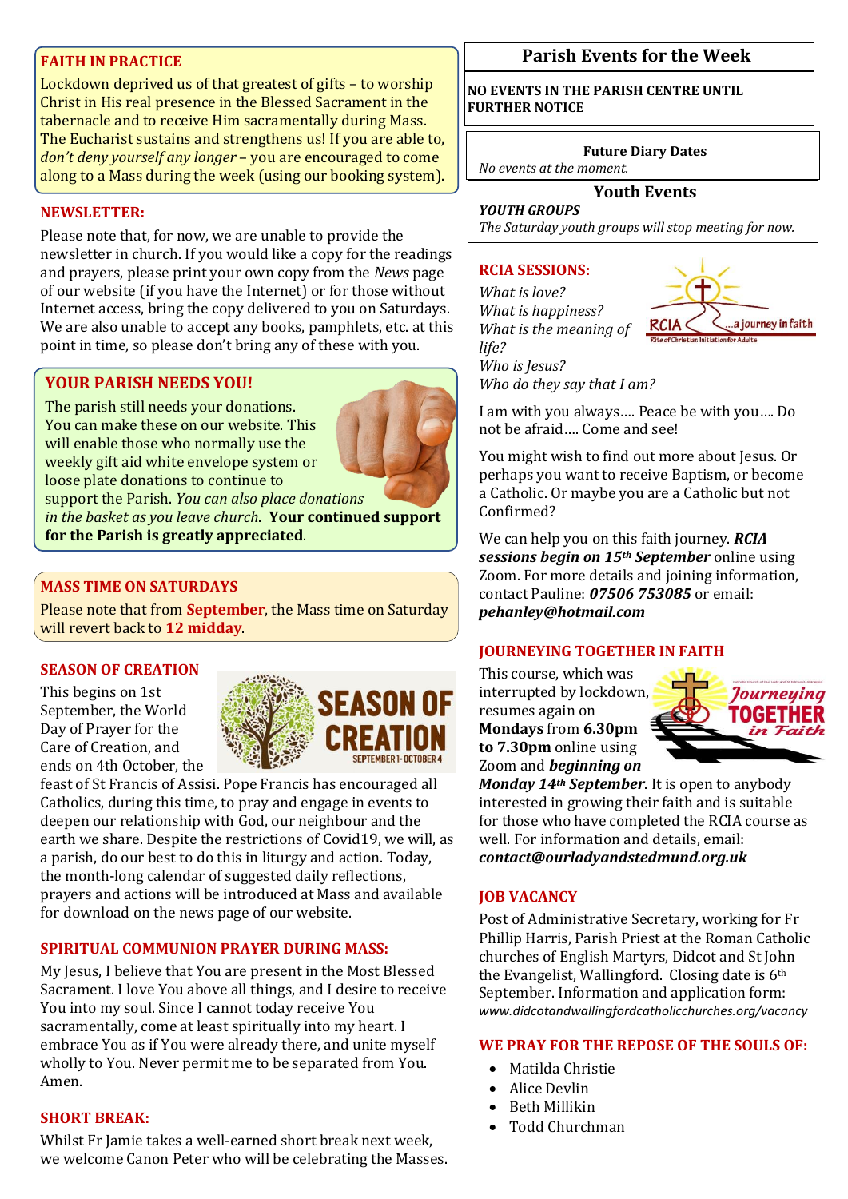## FAITH IN PRACTICE

Lockdown deprived us of that greatest of gifts – to worship Christ in His real presence in the Blessed Sacrament in the tabernacle and to receive Him sacramentally during Mass. The Eucharist sustains and strengthens us! If you are able to, *don't deny yourself any longer* – you are encouraged to come along to a Mass during the week (using our booking system).

## NEWSLETTER:

Please note that, for now, we are unable to provide the newsletter in church. If you would like a copy for the readings and prayers, please print your own copy from the *News* page of our website (if you have the Internet) or for those without Internet access, bring the copy delivered to you on Saturdays. We are also unable to accept any books, pamphlets, etc. at this point in time, so please don't bring any of these with you.

## YOUR PARISH NEEDS YOU!

The parish still needs your donations. You can make these on our website. This will enable those who normally use the weekly gift aid white envelope system or loose plate donations to continue to support the Parish. *You can also place donations in the basket as you leave church.* **Your continued support for the Parish is greatly appreciated**.

## MASS TIME ON SATURDAYS

Please note that from **September**, the Mass time on Saturday will revert back to **12 midday**.

## SEASON OF CREATION

SEASON OF CREATION
SEPTEMBER 1- OCTOBER 4

This begins on 1st September, the World Day of Prayer for the Care of Creation, and ends on 4th October, the feast of St Francis of Assisi. Pope Francis has encouraged all Catholics, during this time, to pray and engage in events to deepen our relationship with God, our neighbour and the earth we share. Despite the restrictions of Covid19, we will, as a parish, do our best to do this in liturgy and action. Today, the month-long calendar of suggested daily reflections, prayers and actions will be introduced at Mass and available for download on the news page of our website.

## SPIRITUAL COMMUNION PRAYER DURING MASS:

My Jesus, I believe that You are present in the Most Blessed Sacrament. I love You above all things, and I desire to receive You into my soul. Since I cannot today receive You sacramentally, come at least spiritually into my heart. I embrace You as if You were already there, and unite myself wholly to You. Never permit me to be separated from You. Amen.

## SHORT BREAK:

Whilst Fr Jamie takes a well-earned short break next week, we welcome Canon Peter who will be celebrating the Masses.

## Parish Events for the Week

**NO EVENTS IN THE PARISH CENTRE UNTIL FURTHER NOTICE**

**Future Diary Dates**

*No events at the moment.*

### Youth Events

***YOUTH GROUPS***

*The Saturday youth groups will stop meeting for now.*

## RCIA SESSIONS:

RCIA ...a journey in faith
Rite of Christian Initiation for Adults

*What is love?*
*What is happiness?*
*What is the meaning of life?*
*Who is Jesus?*
*Who do they say that I am?*

I am with you always…. Peace be with you…. Do not be afraid…. Come and see!

You might wish to find out more about Jesus. Or perhaps you want to receive Baptism, or become a Catholic. Or maybe you are a Catholic but not Confirmed?

We can help you on this faith journey. ***RCIA sessions begin on 15th September*** online using Zoom. For more details and joining information, contact Pauline: ***07506 753085*** or email: ***pehanley@hotmail.com***

## JOURNEYING TOGETHER IN FAITH

Journeying TOGETHER in Faith

This course, which was interrupted by lockdown, resumes again on **Mondays** from **6.30pm to 7.30pm** online using Zoom and ***beginning on Monday 14th September***. It is open to anybody interested in growing their faith and is suitable for those who have completed the RCIA course as well. For information and details, email: ***contact@ourladyandstedmund.org.uk***

## JOB VACANCY

Post of Administrative Secretary, working for Fr Phillip Harris, Parish Priest at the Roman Catholic churches of English Martyrs, Didcot and St John the Evangelist, Wallingford. Closing date is 6th September. Information and application form: *www.didcotandwallingfordcatholicchurches.org/vacancy*

## WE PRAY FOR THE REPOSE OF THE SOULS OF:

- Matilda Christie
- Alice Devlin
- Beth Millikin
- Todd Churchman